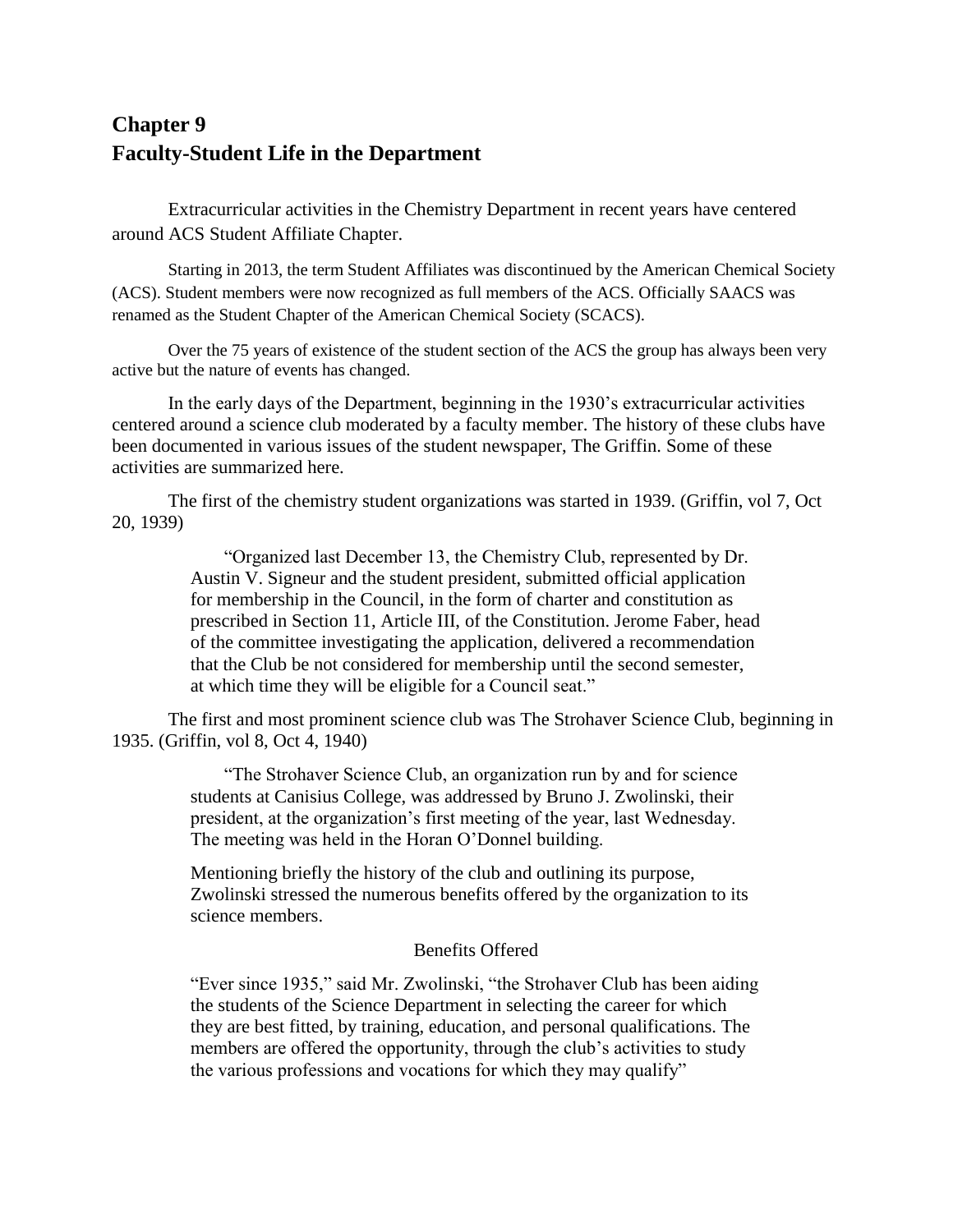# Chapter 9
# Faculty-Student Life in the Department

Extracurricular activities in the Chemistry Department in recent years have centered around ACS Student Affiliate Chapter.

Starting in 2013, the term Student Affiliates was discontinued by the American Chemical Society (ACS). Student members were now recognized as full members of the ACS. Officially SAACS was renamed as the Student Chapter of the American Chemical Society (SCACS).

Over the 75 years of existence of the student section of the ACS the group has always been very active but the nature of events has changed.

In the early days of the Department, beginning in the 1930's extracurricular activities centered around a science club moderated by a faculty member. The history of these clubs have been documented in various issues of the student newspaper, The Griffin. Some of these activities are summarized here.

The first of the chemistry student organizations was started in 1939. (Griffin, vol 7, Oct 20, 1939)

> "Organized last December 13, the Chemistry Club, represented by Dr. Austin V. Signeur and the student president, submitted official application for membership in the Council, in the form of charter and constitution as prescribed in Section 11, Article III, of the Constitution. Jerome Faber, head of the committee investigating the application, delivered a recommendation that the Club be not considered for membership until the second semester, at which time they will be eligible for a Council seat."

The first and most prominent science club was The Strohaver Science Club, beginning in 1935. (Griffin, vol 8, Oct 4, 1940)

> "The Strohaver Science Club, an organization run by and for science students at Canisius College, was addressed by Bruno J. Zwolinski, their president, at the organization's first meeting of the year, last Wednesday. The meeting was held in the Horan O'Donnel building.
>
> Mentioning briefly the history of the club and outlining its purpose, Zwolinski stressed the numerous benefits offered by the organization to its science members.
>
> Benefits Offered
>
> "Ever since 1935," said Mr. Zwolinski, "the Strohaver Club has been aiding the students of the Science Department in selecting the career for which they are best fitted, by training, education, and personal qualifications. The members are offered the opportunity, through the club's activities to study the various professions and vocations for which they may qualify"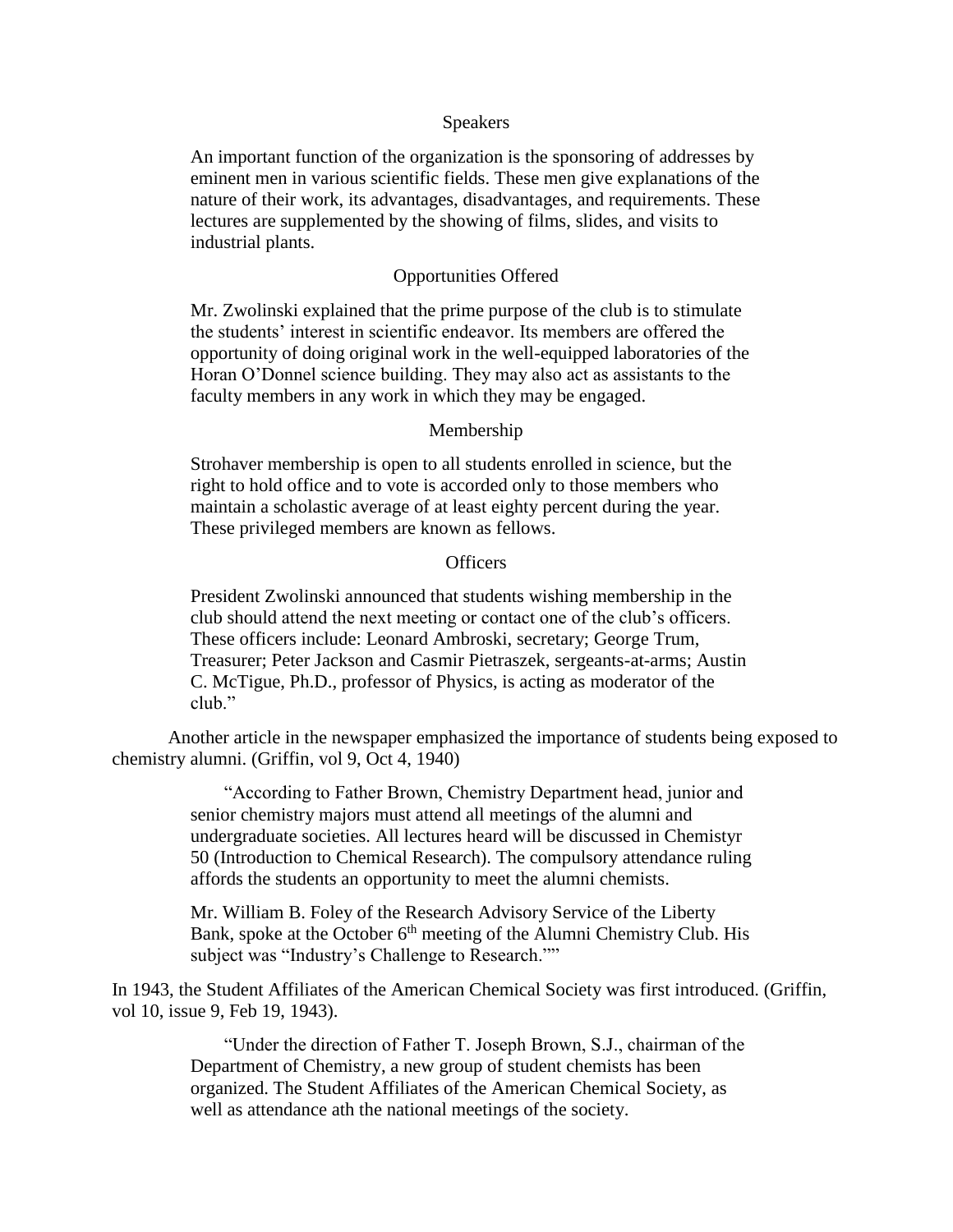Speakers

> An important function of the organization is the sponsoring of addresses by eminent men in various scientific fields. These men give explanations of the nature of their work, its advantages, disadvantages, and requirements. These lectures are supplemented by the showing of films, slides, and visits to industrial plants.

Opportunities Offered

> Mr. Zwolinski explained that the prime purpose of the club is to stimulate the students' interest in scientific endeavor. Its members are offered the opportunity of doing original work in the well-equipped laboratories of the Horan O'Donnel science building. They may also act as assistants to the faculty members in any work in which they may be engaged.

Membership

> Strohaver membership is open to all students enrolled in science, but the right to hold office and to vote is accorded only to those members who maintain a scholastic average of at least eighty percent during the year. These privileged members are known as fellows.

Officers

> President Zwolinski announced that students wishing membership in the club should attend the next meeting or contact one of the club's officers. These officers include: Leonard Ambroski, secretary; George Trum, Treasurer; Peter Jackson and Casmir Pietraszek, sergeants-at-arms; Austin C. McTigue, Ph.D., professor of Physics, is acting as moderator of the club."

Another article in the newspaper emphasized the importance of students being exposed to chemistry alumni. (Griffin, vol 9, Oct 4, 1940)

> "According to Father Brown, Chemistry Department head, junior and senior chemistry majors must attend all meetings of the alumni and undergraduate societies. All lectures heard will be discussed in Chemistyr 50 (Introduction to Chemical Research). The compulsory attendance ruling affords the students an opportunity to meet the alumni chemists.
>
> Mr. William B. Foley of the Research Advisory Service of the Liberty Bank, spoke at the October 6th meeting of the Alumni Chemistry Club. His subject was "Industry's Challenge to Research.""

In 1943, the Student Affiliates of the American Chemical Society was first introduced. (Griffin, vol 10, issue 9, Feb 19, 1943).

> "Under the direction of Father T. Joseph Brown, S.J., chairman of the Department of Chemistry, a new group of student chemists has been organized. The Student Affiliates of the American Chemical Society, as well as attendance ath the national meetings of the society.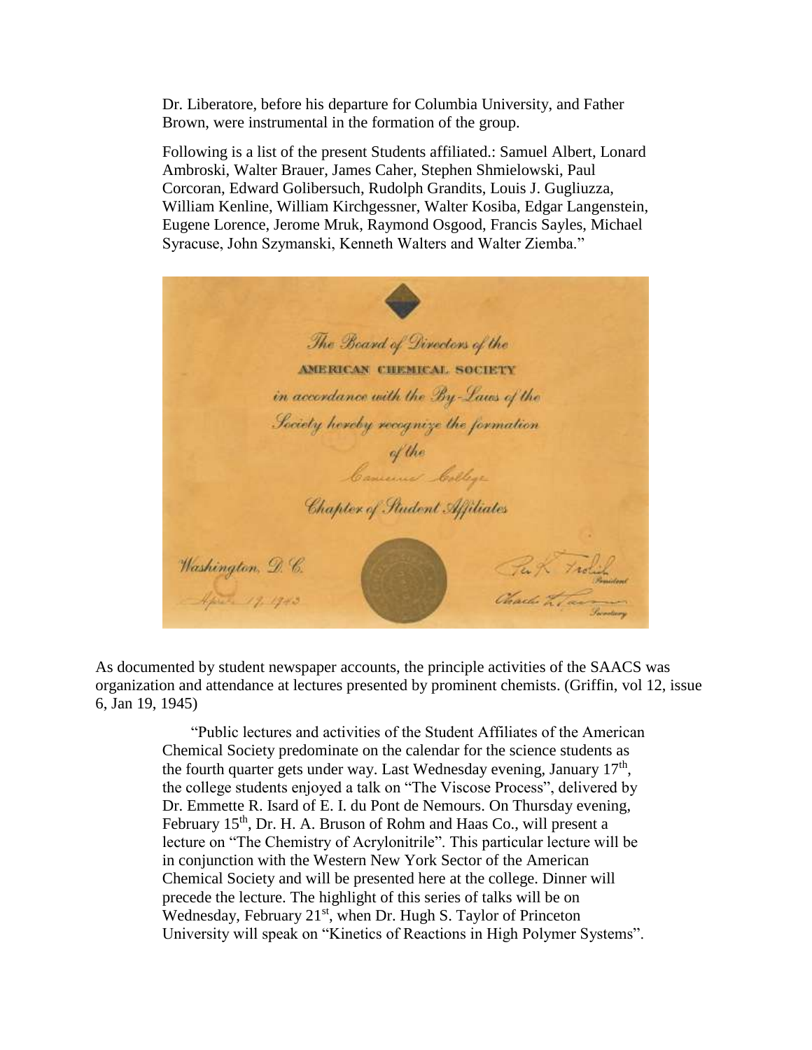Dr. Liberatore, before his departure for Columbia University, and Father Brown, were instrumental in the formation of the group.

Following is a list of the present Students affiliated.: Samuel Albert, Lonard Ambroski, Walter Brauer, James Caher, Stephen Shmielowski, Paul Corcoran, Edward Golibersuch, Rudolph Grandits, Louis J. Gugliuzza, William Kenline, William Kirchgessner, Walter Kosiba, Edgar Langenstein, Eugene Lorence, Jerome Mruk, Raymond Osgood, Francis Sayles, Michael Syracuse, John Szymanski, Kenneth Walters and Walter Ziemba."

*The Board of Directors of the*
**AMERICAN CHEMICAL SOCIETY**
*in accordance with the By-Laws of the Society hereby recognize the formation of the*
*Canisius College*
*Chapter of Student Affiliates*

*Washington, D. C.*
*April 17, 1943*

*Per K. Frolich*, President
*Charles L. Parsons*, Secretary

As documented by student newspaper accounts, the principle activities of the SAACS was organization and attendance at lectures presented by prominent chemists. (Griffin, vol 12, issue 6, Jan 19, 1945)

> "Public lectures and activities of the Student Affiliates of the American Chemical Society predominate on the calendar for the science students as the fourth quarter gets under way. Last Wednesday evening, January 17th, the college students enjoyed a talk on "The Viscose Process", delivered by Dr. Emmette R. Isard of E. I. du Pont de Nemours. On Thursday evening, February 15th, Dr. H. A. Bruson of Rohm and Haas Co., will present a lecture on "The Chemistry of Acrylonitrile". This particular lecture will be in conjunction with the Western New York Sector of the American Chemical Society and will be presented here at the college. Dinner will precede the lecture. The highlight of this series of talks will be on Wednesday, February 21st, when Dr. Hugh S. Taylor of Princeton University will speak on "Kinetics of Reactions in High Polymer Systems".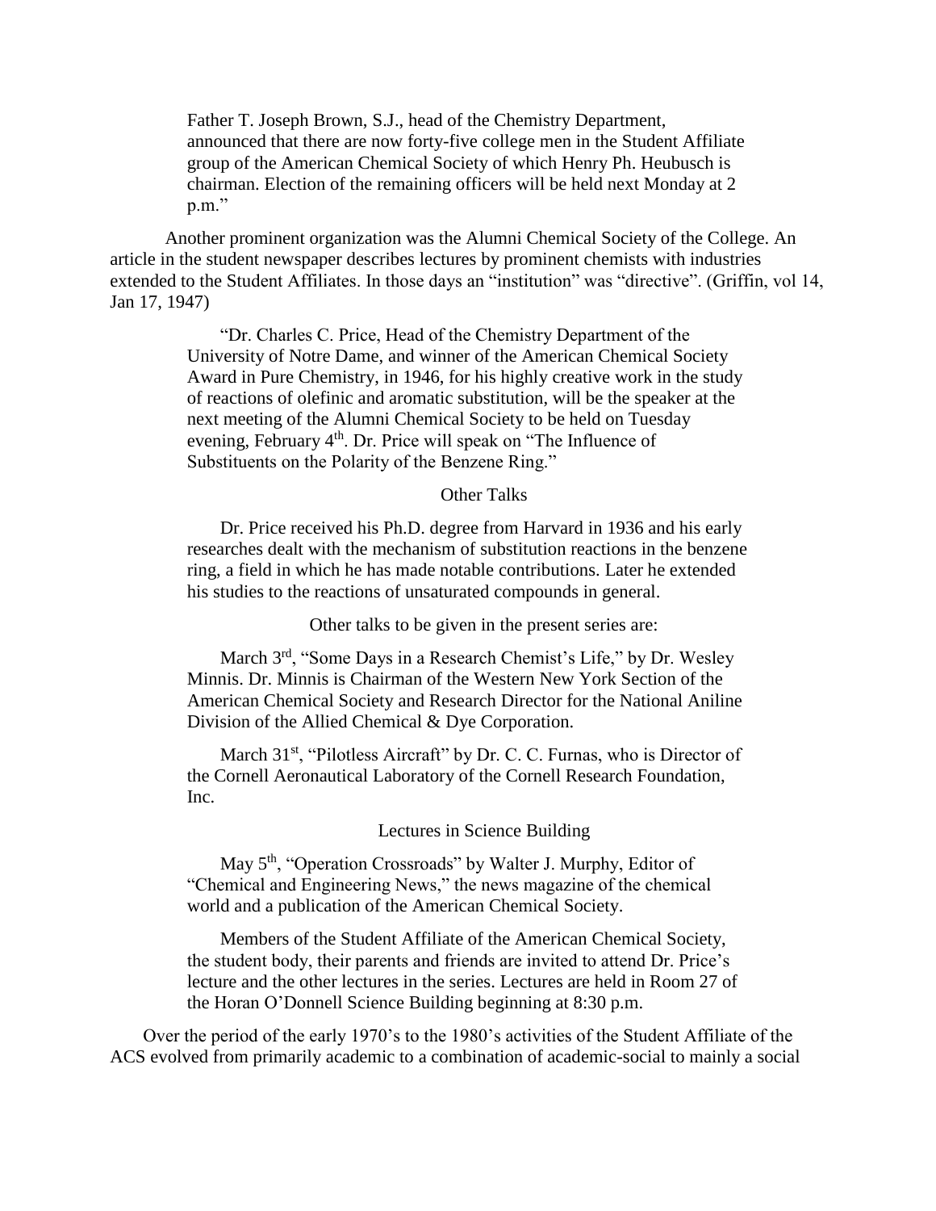> Father T. Joseph Brown, S.J., head of the Chemistry Department, announced that there are now forty-five college men in the Student Affiliate group of the American Chemical Society of which Henry Ph. Heubusch is chairman. Election of the remaining officers will be held next Monday at 2 p.m."

Another prominent organization was the Alumni Chemical Society of the College. An article in the student newspaper describes lectures by prominent chemists with industries extended to the Student Affiliates. In those days an "institution" was "directive". (Griffin, vol 14, Jan 17, 1947)

> "Dr. Charles C. Price, Head of the Chemistry Department of the University of Notre Dame, and winner of the American Chemical Society Award in Pure Chemistry, in 1946, for his highly creative work in the study of reactions of olefinic and aromatic substitution, will be the speaker at the next meeting of the Alumni Chemical Society to be held on Tuesday evening, February 4th. Dr. Price will speak on "The Influence of Substituents on the Polarity of the Benzene Ring."
>
> Other Talks
>
> Dr. Price received his Ph.D. degree from Harvard in 1936 and his early researches dealt with the mechanism of substitution reactions in the benzene ring, a field in which he has made notable contributions. Later he extended his studies to the reactions of unsaturated compounds in general.
>
> Other talks to be given in the present series are:
>
> March 3rd, "Some Days in a Research Chemist's Life," by Dr. Wesley Minnis. Dr. Minnis is Chairman of the Western New York Section of the American Chemical Society and Research Director for the National Aniline Division of the Allied Chemical & Dye Corporation.
>
> March 31st, "Pilotless Aircraft" by Dr. C. C. Furnas, who is Director of the Cornell Aeronautical Laboratory of the Cornell Research Foundation, Inc.
>
> Lectures in Science Building
>
> May 5th, "Operation Crossroads" by Walter J. Murphy, Editor of "Chemical and Engineering News," the news magazine of the chemical world and a publication of the American Chemical Society.
>
> Members of the Student Affiliate of the American Chemical Society, the student body, their parents and friends are invited to attend Dr. Price's lecture and the other lectures in the series. Lectures are held in Room 27 of the Horan O'Donnell Science Building beginning at 8:30 p.m.

Over the period of the early 1970's to the 1980's activities of the Student Affiliate of the ACS evolved from primarily academic to a combination of academic-social to mainly a social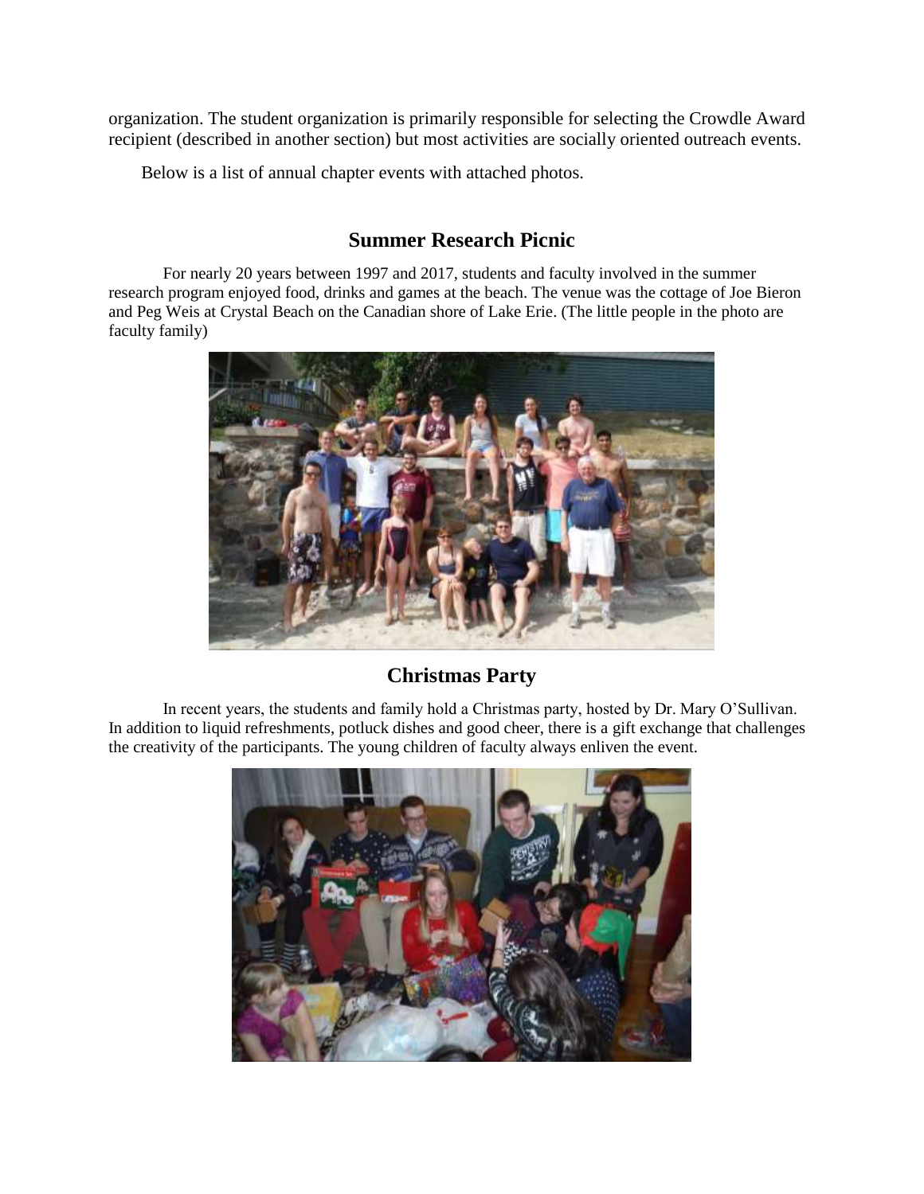organization. The student organization is primarily responsible for selecting the Crowdle Award recipient (described in another section) but most activities are socially oriented outreach events.

Below is a list of annual chapter events with attached photos.

## Summer Research Picnic

For nearly 20 years between 1997 and 2017, students and faculty involved in the summer research program enjoyed food, drinks and games at the beach. The venue was the cottage of Joe Bieron and Peg Weis at Crystal Beach on the Canadian shore of Lake Erie. (The little people in the photo are faculty family)

## Christmas Party

In recent years, the students and family hold a Christmas party, hosted by Dr. Mary O'Sullivan. In addition to liquid refreshments, potluck dishes and good cheer, there is a gift exchange that challenges the creativity of the participants. The young children of faculty always enliven the event.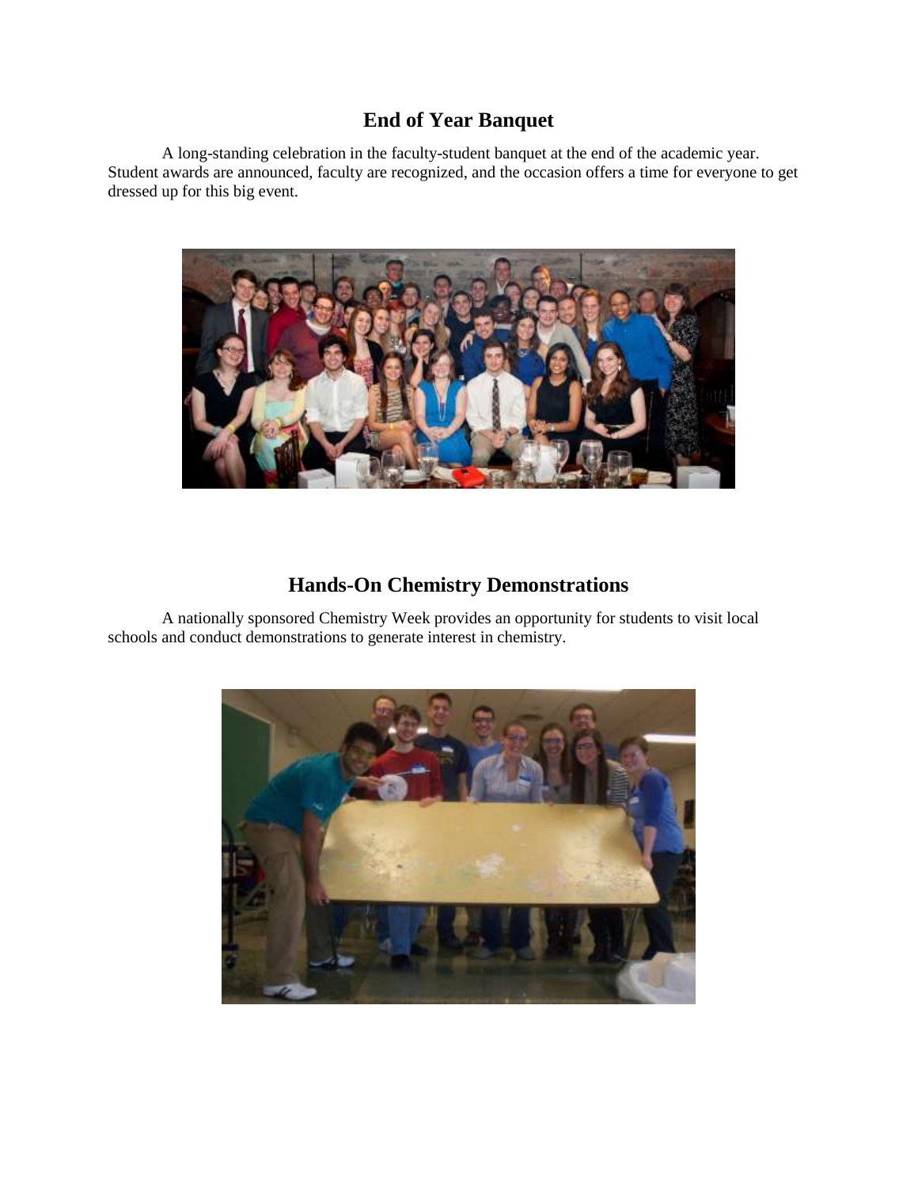## End of Year Banquet

A long-standing celebration in the faculty-student banquet at the end of the academic year. Student awards are announced, faculty are recognized, and the occasion offers a time for everyone to get dressed up for this big event.

## Hands-On Chemistry Demonstrations

A nationally sponsored Chemistry Week provides an opportunity for students to visit local schools and conduct demonstrations to generate interest in chemistry.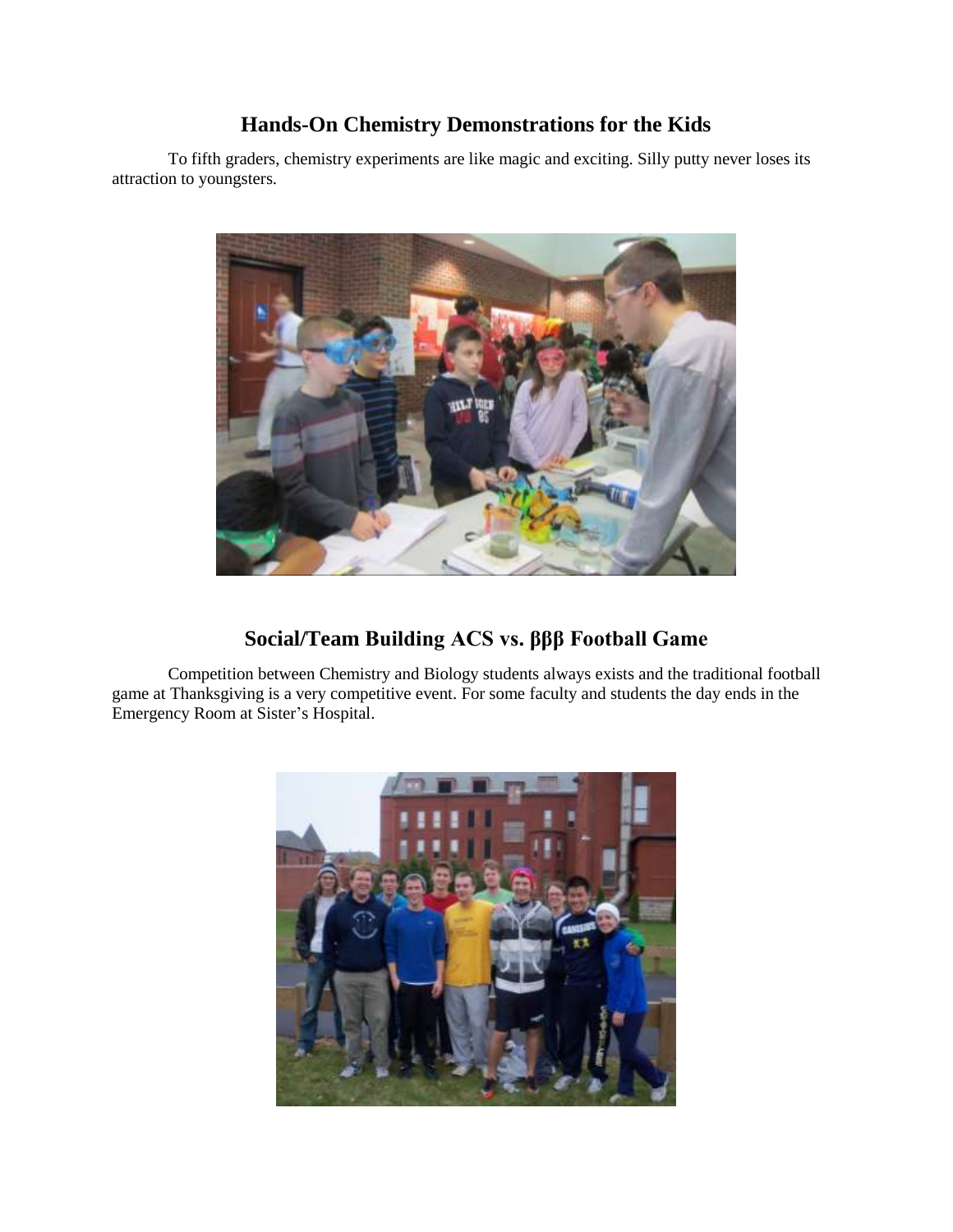## Hands-On Chemistry Demonstrations for the Kids

To fifth graders, chemistry experiments are like magic and exciting. Silly putty never loses its attraction to youngsters.

## Social/Team Building ACS vs. βββ Football Game

Competition between Chemistry and Biology students always exists and the traditional football game at Thanksgiving is a very competitive event. For some faculty and students the day ends in the Emergency Room at Sister's Hospital.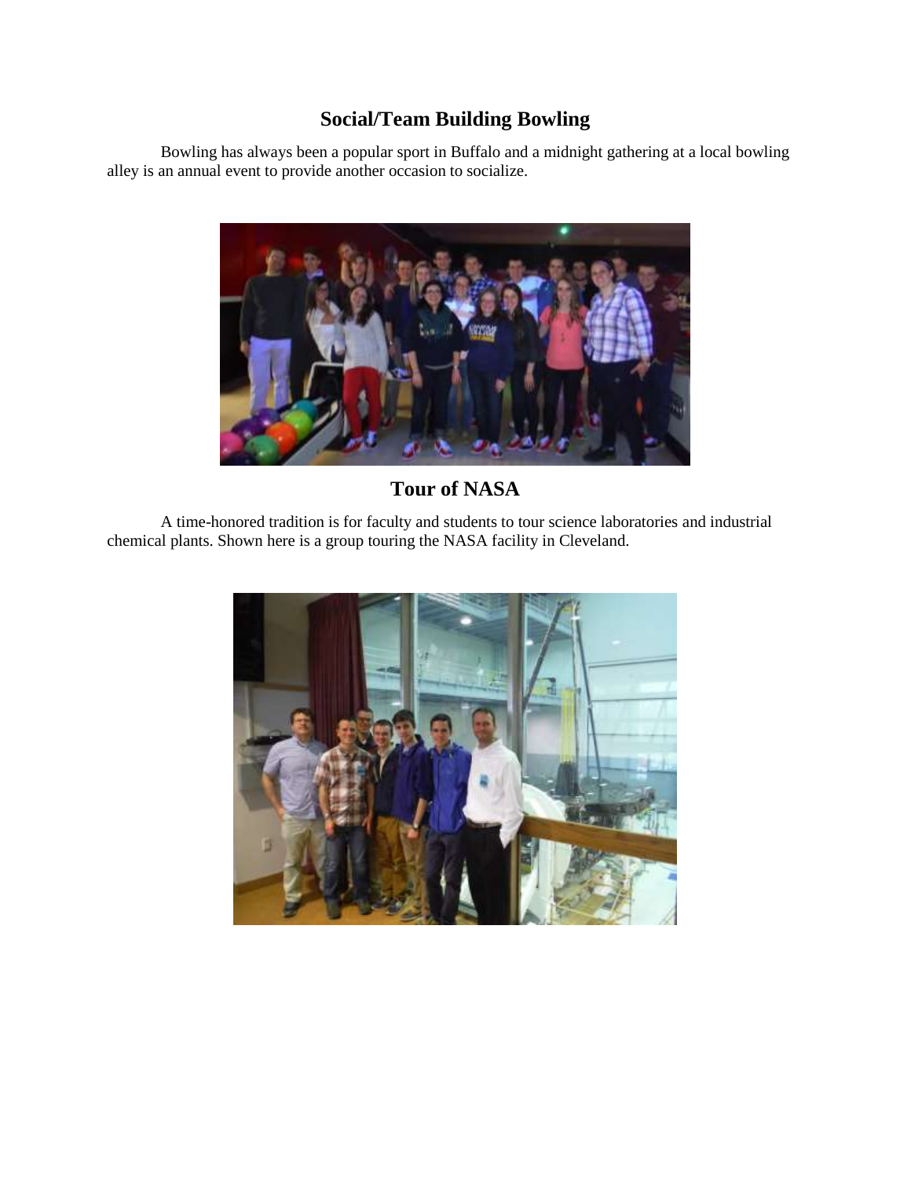## Social/Team Building Bowling

Bowling has always been a popular sport in Buffalo and a midnight gathering at a local bowling alley is an annual event to provide another occasion to socialize.

## Tour of NASA

A time-honored tradition is for faculty and students to tour science laboratories and industrial chemical plants. Shown here is a group touring the NASA facility in Cleveland.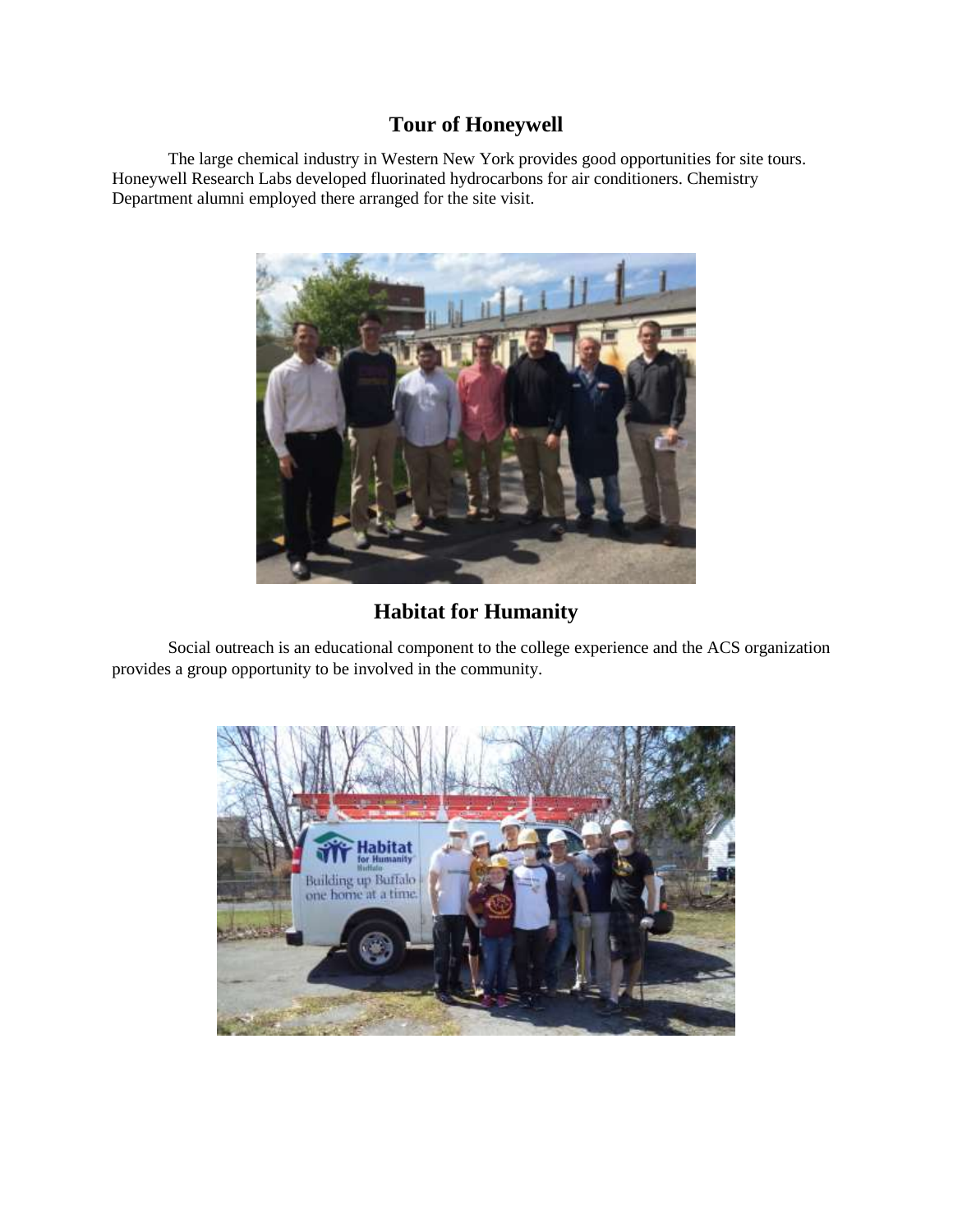## Tour of Honeywell

The large chemical industry in Western New York provides good opportunities for site tours. Honeywell Research Labs developed fluorinated hydrocarbons for air conditioners. Chemistry Department alumni employed there arranged for the site visit.

## Habitat for Humanity

Social outreach is an educational component to the college experience and the ACS organization provides a group opportunity to be involved in the community.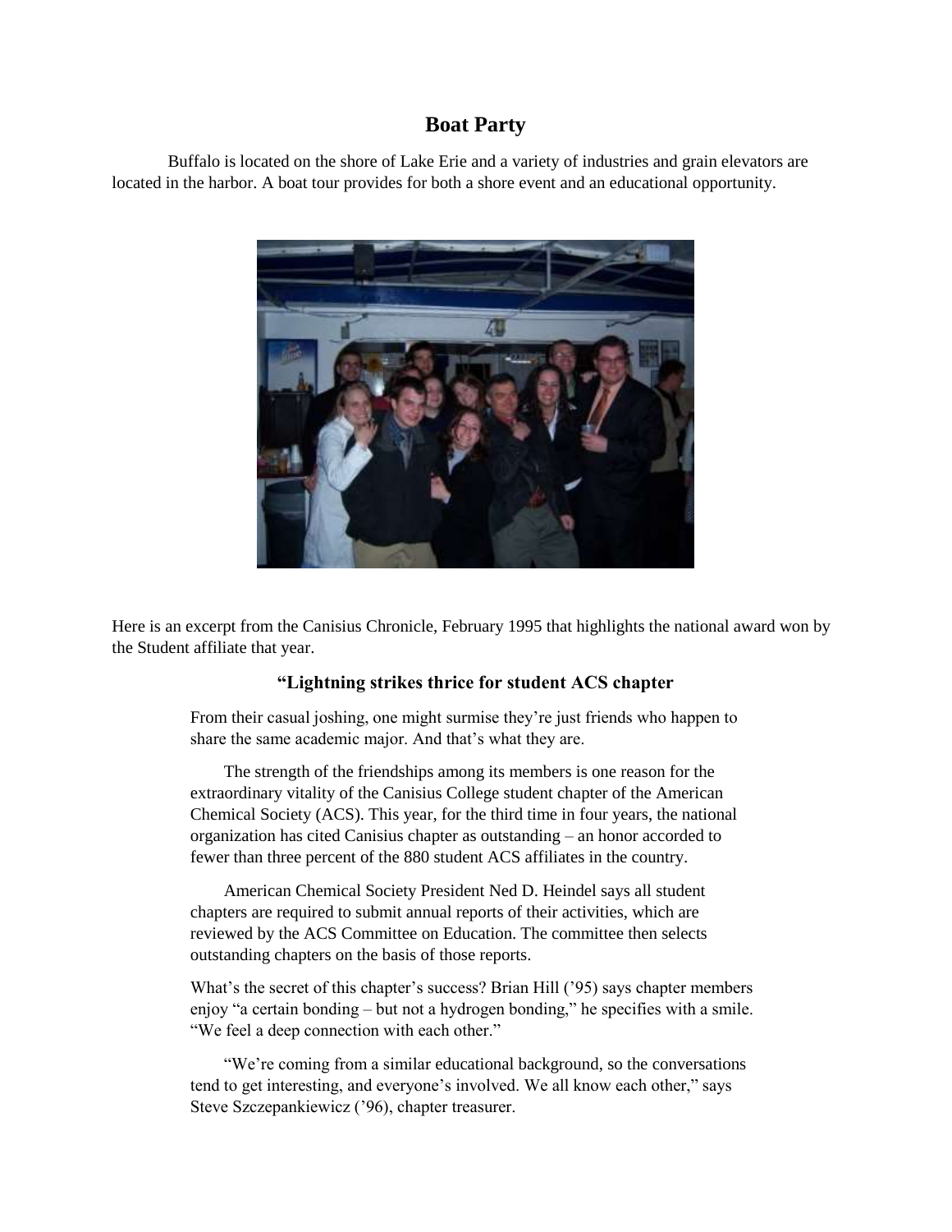## Boat Party

Buffalo is located on the shore of Lake Erie and a variety of industries and grain elevators are located in the harbor. A boat tour provides for both a shore event and an educational opportunity.

Here is an excerpt from the Canisius Chronicle, February 1995 that highlights the national award won by the Student affiliate that year.

### "Lightning strikes thrice for student ACS chapter

> From their casual joshing, one might surmise they're just friends who happen to share the same academic major. And that's what they are.
>
> The strength of the friendships among its members is one reason for the extraordinary vitality of the Canisius College student chapter of the American Chemical Society (ACS). This year, for the third time in four years, the national organization has cited Canisius chapter as outstanding – an honor accorded to fewer than three percent of the 880 student ACS affiliates in the country.
>
> American Chemical Society President Ned D. Heindel says all student chapters are required to submit annual reports of their activities, which are reviewed by the ACS Committee on Education. The committee then selects outstanding chapters on the basis of those reports.
>
> What's the secret of this chapter's success? Brian Hill ('95) says chapter members enjoy "a certain bonding – but not a hydrogen bonding," he specifies with a smile. "We feel a deep connection with each other."
>
> "We're coming from a similar educational background, so the conversations tend to get interesting, and everyone's involved. We all know each other," says Steve Szczepankiewicz ('96), chapter treasurer.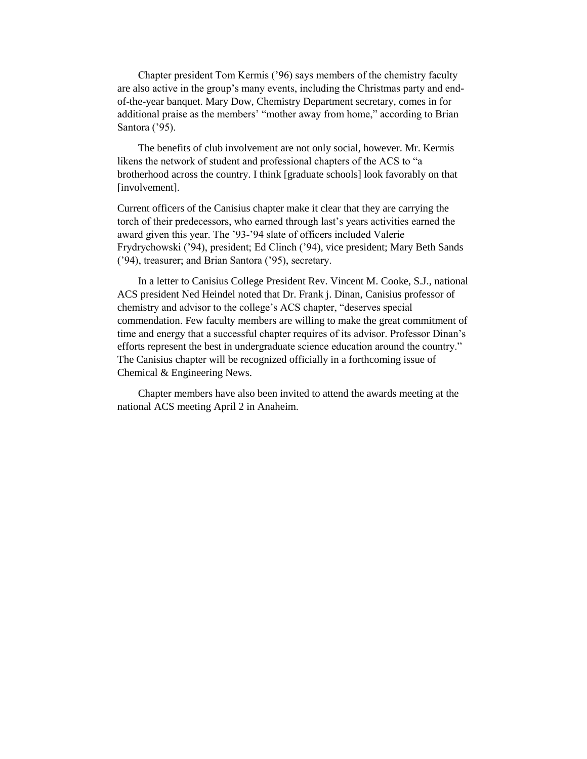Chapter president Tom Kermis ('96) says members of the chemistry faculty are also active in the group's many events, including the Christmas party and end-of-the-year banquet. Mary Dow, Chemistry Department secretary, comes in for additional praise as the members' "mother away from home," according to Brian Santora ('95).

The benefits of club involvement are not only social, however. Mr. Kermis likens the network of student and professional chapters of the ACS to "a brotherhood across the country. I think [graduate schools] look favorably on that [involvement].

Current officers of the Canisius chapter make it clear that they are carrying the torch of their predecessors, who earned through last's years activities earned the award given this year. The '93-'94 slate of officers included Valerie Frydrychowski ('94), president; Ed Clinch ('94), vice president; Mary Beth Sands ('94), treasurer; and Brian Santora ('95), secretary.

In a letter to Canisius College President Rev. Vincent M. Cooke, S.J., national ACS president Ned Heindel noted that Dr. Frank j. Dinan, Canisius professor of chemistry and advisor to the college's ACS chapter, "deserves special commendation. Few faculty members are willing to make the great commitment of time and energy that a successful chapter requires of its advisor. Professor Dinan's efforts represent the best in undergraduate science education around the country." The Canisius chapter will be recognized officially in a forthcoming issue of Chemical & Engineering News.

Chapter members have also been invited to attend the awards meeting at the national ACS meeting April 2 in Anaheim.